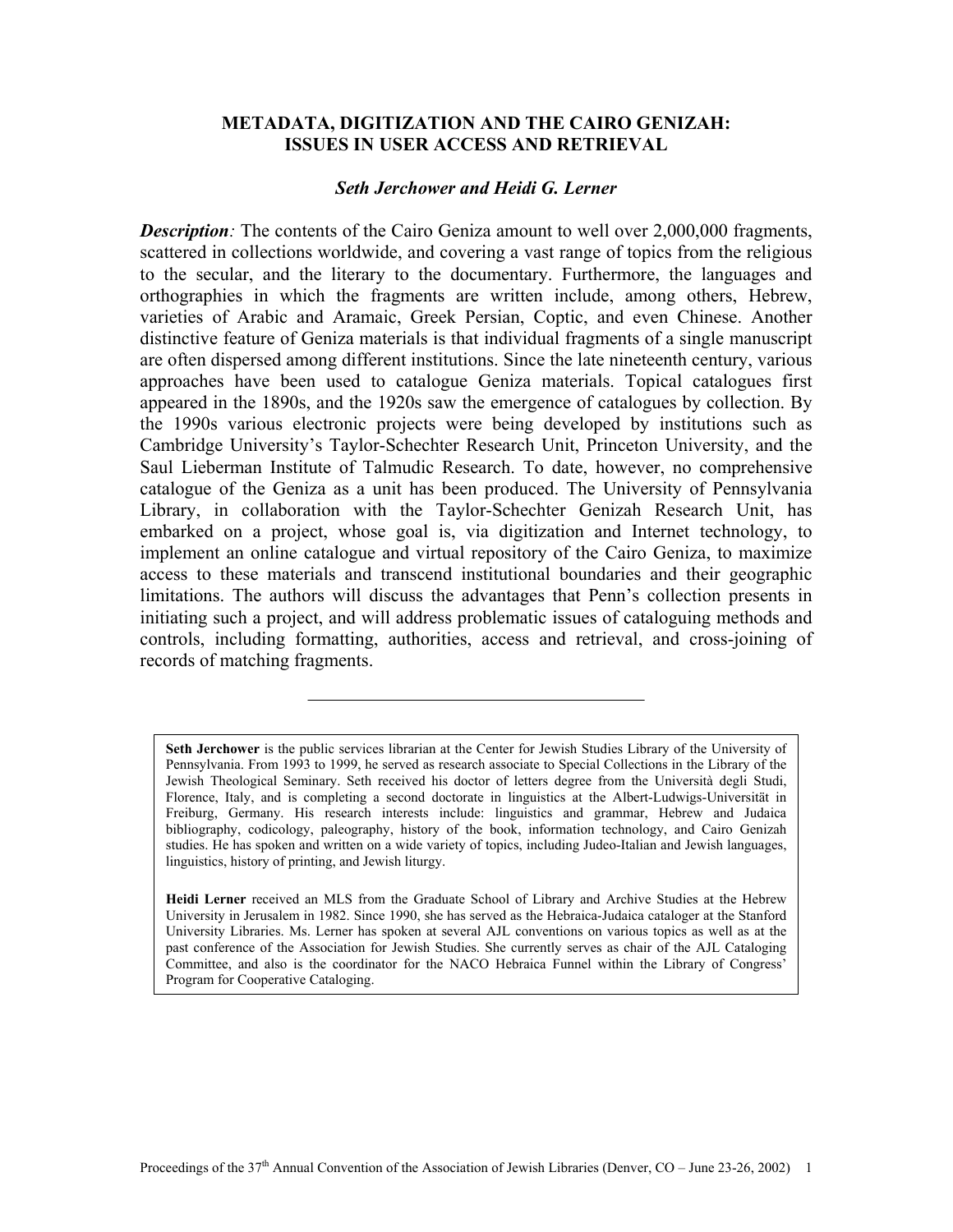# METADATA, DIGITIZATION AND THE CAIRO GENIZAH: ISSUES IN USER ACCESS AND RETRIEVAL

***Seth Jerchower and Heidi G. Lerner***

***Description**:* The contents of the Cairo Geniza amount to well over 2,000,000 fragments, scattered in collections worldwide, and covering a vast range of topics from the religious to the secular, and the literary to the documentary. Furthermore, the languages and orthographies in which the fragments are written include, among others, Hebrew, varieties of Arabic and Aramaic, Greek Persian, Coptic, and even Chinese. Another distinctive feature of Geniza materials is that individual fragments of a single manuscript are often dispersed among different institutions. Since the late nineteenth century, various approaches have been used to catalogue Geniza materials. Topical catalogues first appeared in the 1890s, and the 1920s saw the emergence of catalogues by collection. By the 1990s various electronic projects were being developed by institutions such as Cambridge University's Taylor-Schechter Research Unit, Princeton University, and the Saul Lieberman Institute of Talmudic Research. To date, however, no comprehensive catalogue of the Geniza as a unit has been produced. The University of Pennsylvania Library, in collaboration with the Taylor-Schechter Genizah Research Unit, has embarked on a project, whose goal is, via digitization and Internet technology, to implement an online catalogue and virtual repository of the Cairo Geniza, to maximize access to these materials and transcend institutional boundaries and their geographic limitations. The authors will discuss the advantages that Penn's collection presents in initiating such a project, and will address problematic issues of cataloguing methods and controls, including formatting, authorities, access and retrieval, and cross-joining of records of matching fragments.

---

**Seth Jerchower** is the public services librarian at the Center for Jewish Studies Library of the University of Pennsylvania. From 1993 to 1999, he served as research associate to Special Collections in the Library of the Jewish Theological Seminary. Seth received his doctor of letters degree from the Università degli Studi, Florence, Italy, and is completing a second doctorate in linguistics at the Albert-Ludwigs-Universität in Freiburg, Germany. His research interests include: linguistics and grammar, Hebrew and Judaica bibliography, codicology, paleography, history of the book, information technology, and Cairo Genizah studies. He has spoken and written on a wide variety of topics, including Judeo-Italian and Jewish languages, linguistics, history of printing, and Jewish liturgy.

**Heidi Lerner** received an MLS from the Graduate School of Library and Archive Studies at the Hebrew University in Jerusalem in 1982. Since 1990, she has served as the Hebraica-Judaica cataloger at the Stanford University Libraries. Ms. Lerner has spoken at several AJL conventions on various topics as well as at the past conference of the Association for Jewish Studies. She currently serves as chair of the AJL Cataloging Committee, and also is the coordinator for the NACO Hebraica Funnel within the Library of Congress' Program for Cooperative Cataloging.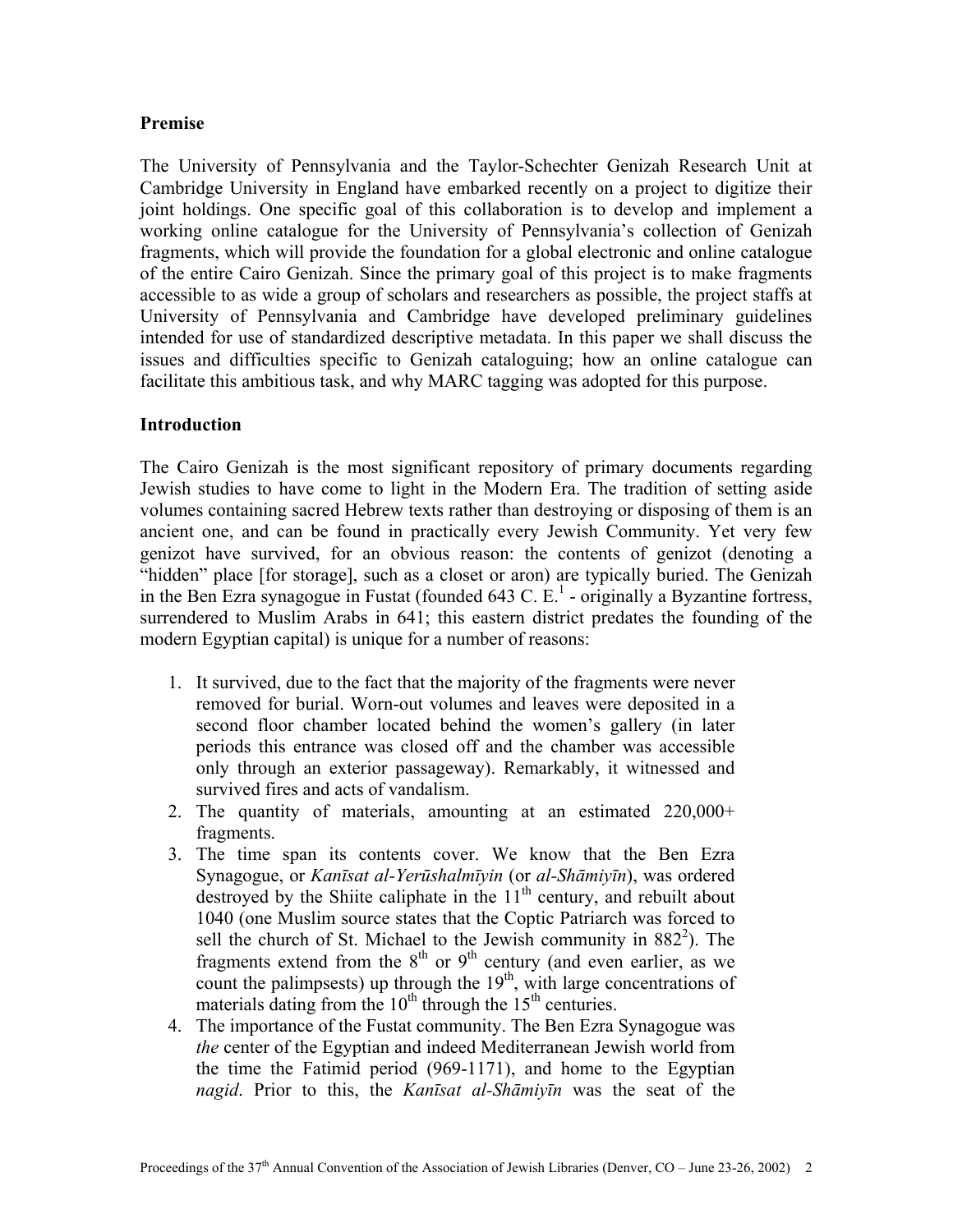**Premise**

The University of Pennsylvania and the Taylor-Schechter Genizah Research Unit at Cambridge University in England have embarked recently on a project to digitize their joint holdings. One specific goal of this collaboration is to develop and implement a working online catalogue for the University of Pennsylvania's collection of Genizah fragments, which will provide the foundation for a global electronic and online catalogue of the entire Cairo Genizah. Since the primary goal of this project is to make fragments accessible to as wide a group of scholars and researchers as possible, the project staffs at University of Pennsylvania and Cambridge have developed preliminary guidelines intended for use of standardized descriptive metadata. In this paper we shall discuss the issues and difficulties specific to Genizah cataloguing; how an online catalogue can facilitate this ambitious task, and why MARC tagging was adopted for this purpose.

**Introduction**

The Cairo Genizah is the most significant repository of primary documents regarding Jewish studies to have come to light in the Modern Era. The tradition of setting aside volumes containing sacred Hebrew texts rather than destroying or disposing of them is an ancient one, and can be found in practically every Jewish Community. Yet very few genizot have survived, for an obvious reason: the contents of genizot (denoting a "hidden" place [for storage], such as a closet or aron) are typically buried. The Genizah in the Ben Ezra synagogue in Fustat (founded 643 C. E.[1] - originally a Byzantine fortress, surrendered to Muslim Arabs in 641; this eastern district predates the founding of the modern Egyptian capital) is unique for a number of reasons:

1. It survived, due to the fact that the majority of the fragments were never removed for burial. Worn-out volumes and leaves were deposited in a second floor chamber located behind the women's gallery (in later periods this entrance was closed off and the chamber was accessible only through an exterior passageway). Remarkably, it witnessed and survived fires and acts of vandalism.
2. The quantity of materials, amounting at an estimated 220,000+ fragments.
3. The time span its contents cover. We know that the Ben Ezra Synagogue, or *Kanīsat al-Yerūshalmīyin* (or *al-Shāmiyīn*), was ordered destroyed by the Shiite caliphate in the 11th century, and rebuilt about 1040 (one Muslim source states that the Coptic Patriarch was forced to sell the church of St. Michael to the Jewish community in 882[2]). The fragments extend from the 8th or 9th century (and even earlier, as we count the palimpsests) up through the 19th, with large concentrations of materials dating from the 10th through the 15th centuries.
4. The importance of the Fustat community. The Ben Ezra Synagogue was *the* center of the Egyptian and indeed Mediterranean Jewish world from the time the Fatimid period (969-1171), and home to the Egyptian *nagid*. Prior to this, the *Kanīsat al-Shāmiyīn* was the seat of the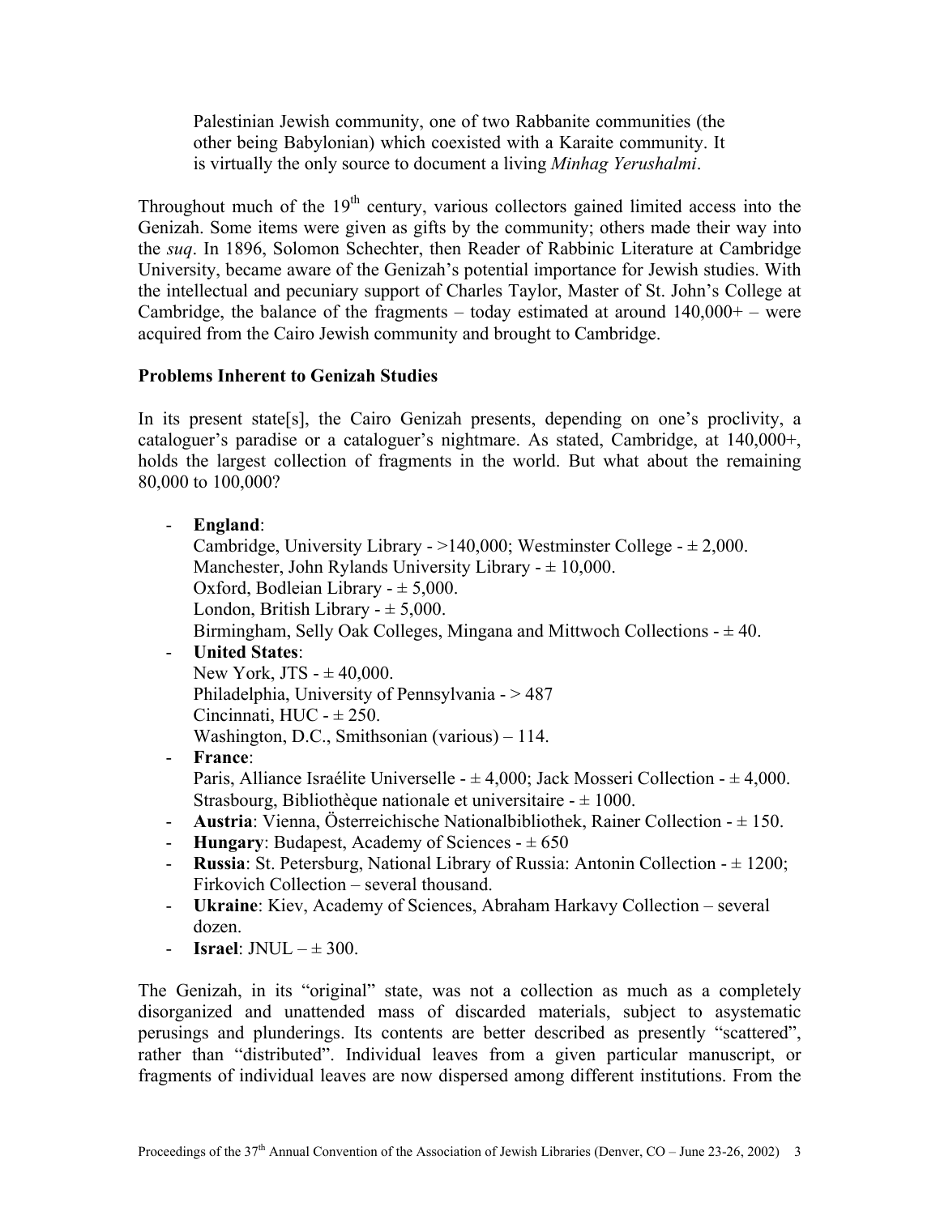> Palestinian Jewish community, one of two Rabbanite communities (the other being Babylonian) which coexisted with a Karaite community. It is virtually the only source to document a living *Minhag Yerushalmi*.

Throughout much of the 19th century, various collectors gained limited access into the Genizah. Some items were given as gifts by the community; others made their way into the *suq*. In 1896, Solomon Schechter, then Reader of Rabbinic Literature at Cambridge University, became aware of the Genizah's potential importance for Jewish studies. With the intellectual and pecuniary support of Charles Taylor, Master of St. John's College at Cambridge, the balance of the fragments – today estimated at around 140,000+ – were acquired from the Cairo Jewish community and brought to Cambridge.

### Problems Inherent to Genizah Studies

In its present state[s], the Cairo Genizah presents, depending on one's proclivity, a cataloguer's paradise or a cataloguer's nightmare. As stated, Cambridge, at 140,000+, holds the largest collection of fragments in the world. But what about the remaining 80,000 to 100,000?

- **England**:
  Cambridge, University Library - >140,000; Westminster College - ± 2,000.
  Manchester, John Rylands University Library - ± 10,000.
  Oxford, Bodleian Library - ± 5,000.
  London, British Library - ± 5,000.
  Birmingham, Selly Oak Colleges, Mingana and Mittwoch Collections - ± 40.
- **United States**:
  New York, JTS - ± 40,000.
  Philadelphia, University of Pennsylvania - > 487
  Cincinnati, HUC - ± 250.
  Washington, D.C., Smithsonian (various) – 114.
- **France**:
  Paris, Alliance Israélite Universelle - ± 4,000; Jack Mosseri Collection - ± 4,000.
  Strasbourg, Bibliothèque nationale et universitaire - ± 1000.
- **Austria**: Vienna, Österreichische Nationalbibliothek, Rainer Collection - ± 150.
- **Hungary**: Budapest, Academy of Sciences - ± 650
- **Russia**: St. Petersburg, National Library of Russia: Antonin Collection - ± 1200; Firkovich Collection – several thousand.
- **Ukraine**: Kiev, Academy of Sciences, Abraham Harkavy Collection – several dozen.
- **Israel**: JNUL – ± 300.

The Genizah, in its "original" state, was not a collection as much as a completely disorganized and unattended mass of discarded materials, subject to asystematic perusings and plunderings. Its contents are better described as presently "scattered", rather than "distributed". Individual leaves from a given particular manuscript, or fragments of individual leaves are now dispersed among different institutions. From the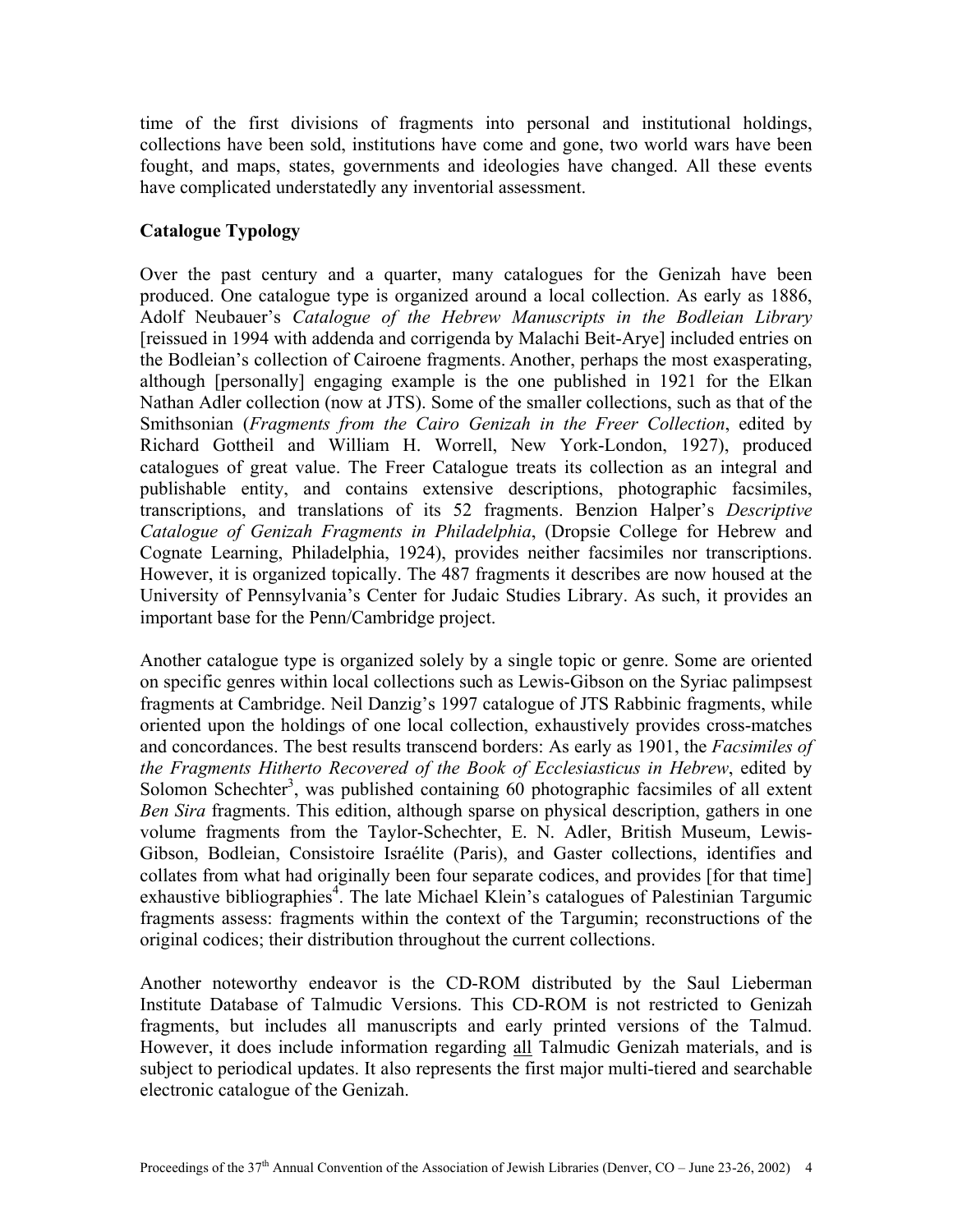time of the first divisions of fragments into personal and institutional holdings, collections have been sold, institutions have come and gone, two world wars have been fought, and maps, states, governments and ideologies have changed. All these events have complicated understatedly any inventorial assessment.

**Catalogue Typology**

Over the past century and a quarter, many catalogues for the Genizah have been produced. One catalogue type is organized around a local collection. As early as 1886, Adolf Neubauer's *Catalogue of the Hebrew Manuscripts in the Bodleian Library* [reissued in 1994 with addenda and corrigenda by Malachi Beit-Arye] included entries on the Bodleian's collection of Cairoene fragments. Another, perhaps the most exasperating, although [personally] engaging example is the one published in 1921 for the Elkan Nathan Adler collection (now at JTS). Some of the smaller collections, such as that of the Smithsonian (*Fragments from the Cairo Genizah in the Freer Collection*, edited by Richard Gottheil and William H. Worrell, New York-London, 1927), produced catalogues of great value. The Freer Catalogue treats its collection as an integral and publishable entity, and contains extensive descriptions, photographic facsimiles, transcriptions, and translations of its 52 fragments. Benzion Halper's *Descriptive Catalogue of Genizah Fragments in Philadelphia*, (Dropsie College for Hebrew and Cognate Learning, Philadelphia, 1924), provides neither facsimiles nor transcriptions. However, it is organized topically. The 487 fragments it describes are now housed at the University of Pennsylvania's Center for Judaic Studies Library. As such, it provides an important base for the Penn/Cambridge project.

Another catalogue type is organized solely by a single topic or genre. Some are oriented on specific genres within local collections such as Lewis-Gibson on the Syriac palimpsest fragments at Cambridge. Neil Danzig's 1997 catalogue of JTS Rabbinic fragments, while oriented upon the holdings of one local collection, exhaustively provides cross-matches and concordances. The best results transcend borders: As early as 1901, the *Facsimiles of the Fragments Hitherto Recovered of the Book of Ecclesiasticus in Hebrew*, edited by Solomon Schechter[3], was published containing 60 photographic facsimiles of all extent *Ben Sira* fragments. This edition, although sparse on physical description, gathers in one volume fragments from the Taylor-Schechter, E. N. Adler, British Museum, Lewis-Gibson, Bodleian, Consistoire Israélite (Paris), and Gaster collections, identifies and collates from what had originally been four separate codices, and provides [for that time] exhaustive bibliographies[4]. The late Michael Klein's catalogues of Palestinian Targumic fragments assess: fragments within the context of the Targumin; reconstructions of the original codices; their distribution throughout the current collections.

Another noteworthy endeavor is the CD-ROM distributed by the Saul Lieberman Institute Database of Talmudic Versions. This CD-ROM is not restricted to Genizah fragments, but includes all manuscripts and early printed versions of the Talmud. However, it does include information regarding <u>all</u> Talmudic Genizah materials, and is subject to periodical updates. It also represents the first major multi-tiered and searchable electronic catalogue of the Genizah.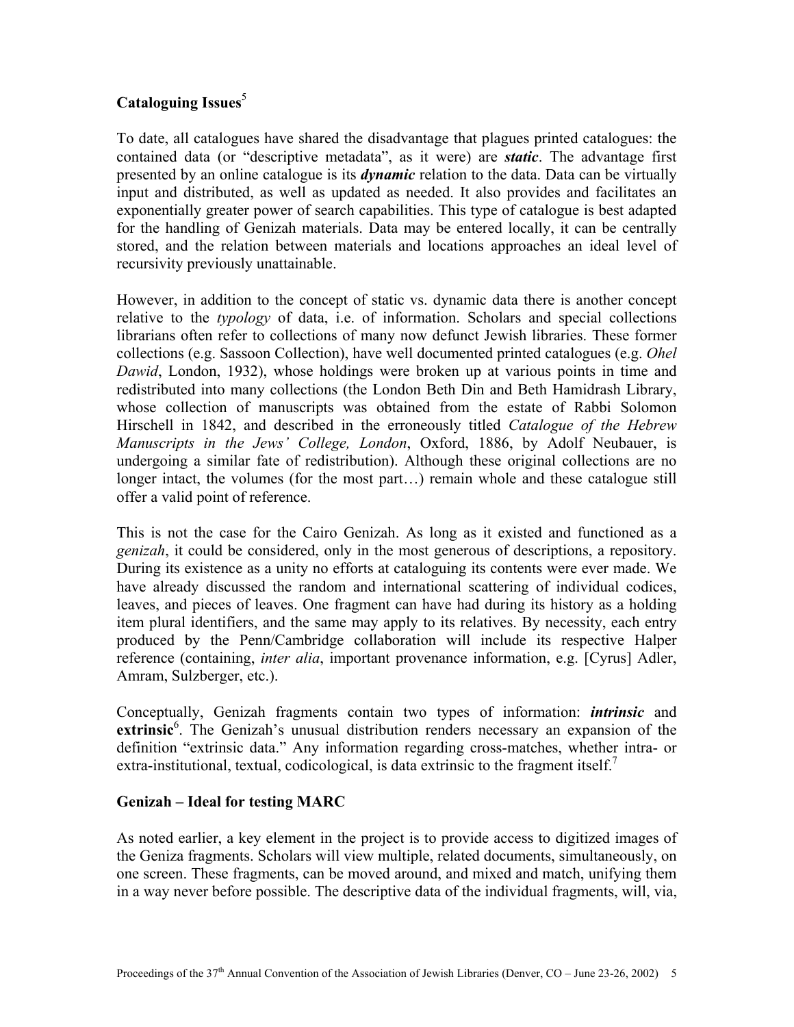## Cataloguing Issues[5]

To date, all catalogues have shared the disadvantage that plagues printed catalogues: the contained data (or "descriptive metadata", as it were) are ***static***. The advantage first presented by an online catalogue is its ***dynamic*** relation to the data. Data can be virtually input and distributed, as well as updated as needed. It also provides and facilitates an exponentially greater power of search capabilities. This type of catalogue is best adapted for the handling of Genizah materials. Data may be entered locally, it can be centrally stored, and the relation between materials and locations approaches an ideal level of recursivity previously unattainable.

However, in addition to the concept of static vs. dynamic data there is another concept relative to the *typology* of data, i.e. of information. Scholars and special collections librarians often refer to collections of many now defunct Jewish libraries. These former collections (e.g. Sassoon Collection), have well documented printed catalogues (e.g. *Ohel Dawid*, London, 1932), whose holdings were broken up at various points in time and redistributed into many collections (the London Beth Din and Beth Hamidrash Library, whose collection of manuscripts was obtained from the estate of Rabbi Solomon Hirschell in 1842, and described in the erroneously titled *Catalogue of the Hebrew Manuscripts in the Jews' College, London*, Oxford, 1886, by Adolf Neubauer, is undergoing a similar fate of redistribution). Although these original collections are no longer intact, the volumes (for the most part…) remain whole and these catalogue still offer a valid point of reference.

This is not the case for the Cairo Genizah. As long as it existed and functioned as a *genizah*, it could be considered, only in the most generous of descriptions, a repository. During its existence as a unity no efforts at cataloguing its contents were ever made. We have already discussed the random and international scattering of individual codices, leaves, and pieces of leaves. One fragment can have had during its history as a holding item plural identifiers, and the same may apply to its relatives. By necessity, each entry produced by the Penn/Cambridge collaboration will include its respective Halper reference (containing, *inter alia*, important provenance information, e.g. [Cyrus] Adler, Amram, Sulzberger, etc.).

Conceptually, Genizah fragments contain two types of information: ***intrinsic*** and **extrinsic**[6]. The Genizah's unusual distribution renders necessary an expansion of the definition "extrinsic data." Any information regarding cross-matches, whether intra- or extra-institutional, textual, codicological, is data extrinsic to the fragment itself.[7]

## Genizah – Ideal for testing MARC

As noted earlier, a key element in the project is to provide access to digitized images of the Geniza fragments. Scholars will view multiple, related documents, simultaneously, on one screen. These fragments, can be moved around, and mixed and match, unifying them in a way never before possible. The descriptive data of the individual fragments, will, via,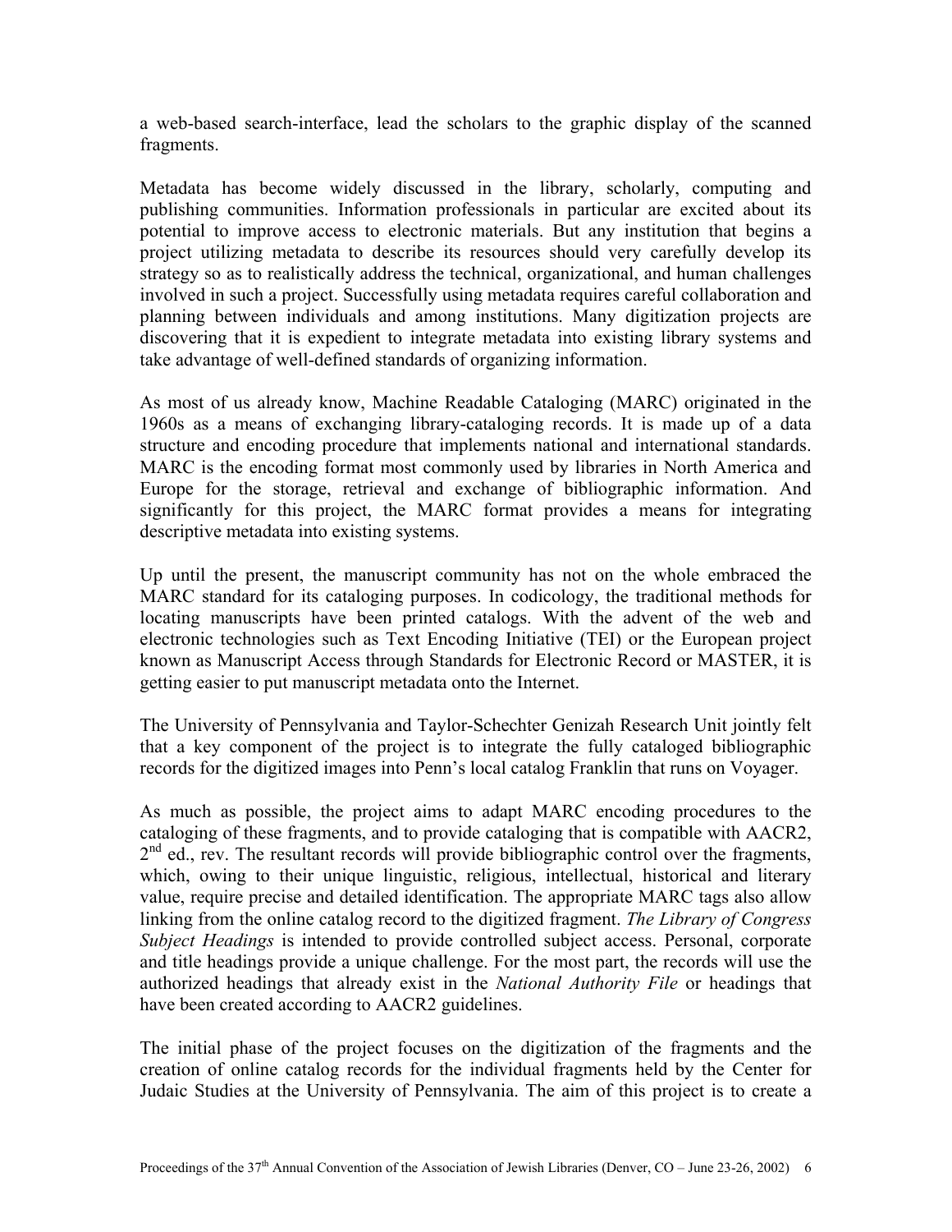a web-based search-interface, lead the scholars to the graphic display of the scanned fragments.

Metadata has become widely discussed in the library, scholarly, computing and publishing communities. Information professionals in particular are excited about its potential to improve access to electronic materials. But any institution that begins a project utilizing metadata to describe its resources should very carefully develop its strategy so as to realistically address the technical, organizational, and human challenges involved in such a project. Successfully using metadata requires careful collaboration and planning between individuals and among institutions. Many digitization projects are discovering that it is expedient to integrate metadata into existing library systems and take advantage of well-defined standards of organizing information.

As most of us already know, Machine Readable Cataloging (MARC) originated in the 1960s as a means of exchanging library-cataloging records. It is made up of a data structure and encoding procedure that implements national and international standards. MARC is the encoding format most commonly used by libraries in North America and Europe for the storage, retrieval and exchange of bibliographic information. And significantly for this project, the MARC format provides a means for integrating descriptive metadata into existing systems.

Up until the present, the manuscript community has not on the whole embraced the MARC standard for its cataloging purposes. In codicology, the traditional methods for locating manuscripts have been printed catalogs. With the advent of the web and electronic technologies such as Text Encoding Initiative (TEI) or the European project known as Manuscript Access through Standards for Electronic Record or MASTER, it is getting easier to put manuscript metadata onto the Internet.

The University of Pennsylvania and Taylor-Schechter Genizah Research Unit jointly felt that a key component of the project is to integrate the fully cataloged bibliographic records for the digitized images into Penn's local catalog Franklin that runs on Voyager.

As much as possible, the project aims to adapt MARC encoding procedures to the cataloging of these fragments, and to provide cataloging that is compatible with AACR2, 2nd ed., rev. The resultant records will provide bibliographic control over the fragments, which, owing to their unique linguistic, religious, intellectual, historical and literary value, require precise and detailed identification. The appropriate MARC tags also allow linking from the online catalog record to the digitized fragment. *The Library of Congress Subject Headings* is intended to provide controlled subject access. Personal, corporate and title headings provide a unique challenge. For the most part, the records will use the authorized headings that already exist in the *National Authority File* or headings that have been created according to AACR2 guidelines.

The initial phase of the project focuses on the digitization of the fragments and the creation of online catalog records for the individual fragments held by the Center for Judaic Studies at the University of Pennsylvania. The aim of this project is to create a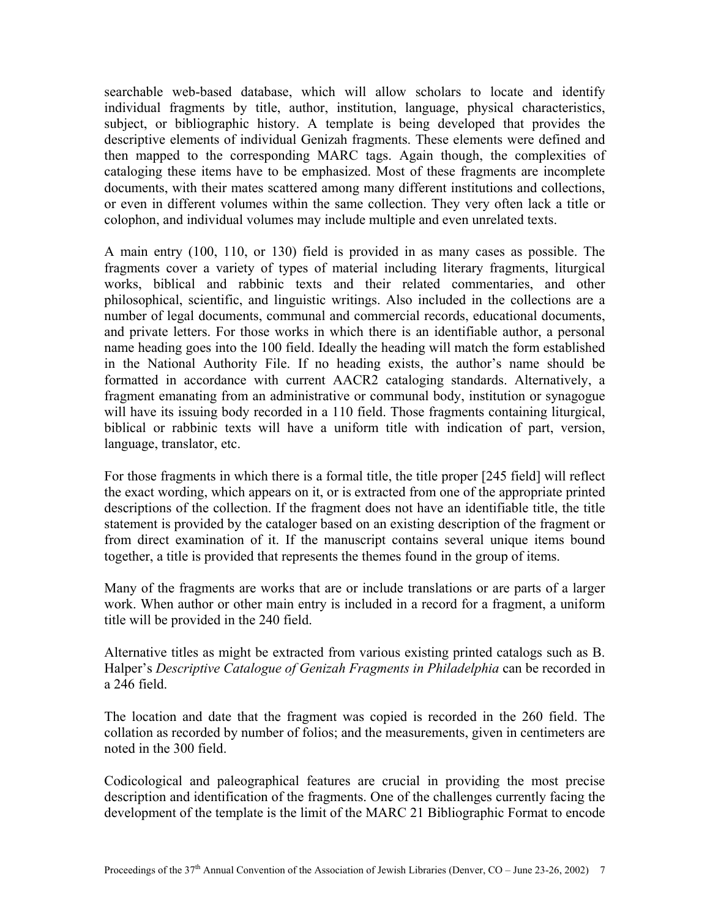searchable web-based database, which will allow scholars to locate and identify individual fragments by title, author, institution, language, physical characteristics, subject, or bibliographic history. A template is being developed that provides the descriptive elements of individual Genizah fragments. These elements were defined and then mapped to the corresponding MARC tags. Again though, the complexities of cataloging these items have to be emphasized. Most of these fragments are incomplete documents, with their mates scattered among many different institutions and collections, or even in different volumes within the same collection. They very often lack a title or colophon, and individual volumes may include multiple and even unrelated texts.

A main entry (100, 110, or 130) field is provided in as many cases as possible. The fragments cover a variety of types of material including literary fragments, liturgical works, biblical and rabbinic texts and their related commentaries, and other philosophical, scientific, and linguistic writings. Also included in the collections are a number of legal documents, communal and commercial records, educational documents, and private letters. For those works in which there is an identifiable author, a personal name heading goes into the 100 field. Ideally the heading will match the form established in the National Authority File. If no heading exists, the author's name should be formatted in accordance with current AACR2 cataloging standards. Alternatively, a fragment emanating from an administrative or communal body, institution or synagogue will have its issuing body recorded in a 110 field. Those fragments containing liturgical, biblical or rabbinic texts will have a uniform title with indication of part, version, language, translator, etc.

For those fragments in which there is a formal title, the title proper [245 field] will reflect the exact wording, which appears on it, or is extracted from one of the appropriate printed descriptions of the collection. If the fragment does not have an identifiable title, the title statement is provided by the cataloger based on an existing description of the fragment or from direct examination of it. If the manuscript contains several unique items bound together, a title is provided that represents the themes found in the group of items.

Many of the fragments are works that are or include translations or are parts of a larger work. When author or other main entry is included in a record for a fragment, a uniform title will be provided in the 240 field.

Alternative titles as might be extracted from various existing printed catalogs such as B. Halper's *Descriptive Catalogue of Genizah Fragments in Philadelphia* can be recorded in a 246 field.

The location and date that the fragment was copied is recorded in the 260 field. The collation as recorded by number of folios; and the measurements, given in centimeters are noted in the 300 field.

Codicological and paleographical features are crucial in providing the most precise description and identification of the fragments. One of the challenges currently facing the development of the template is the limit of the MARC 21 Bibliographic Format to encode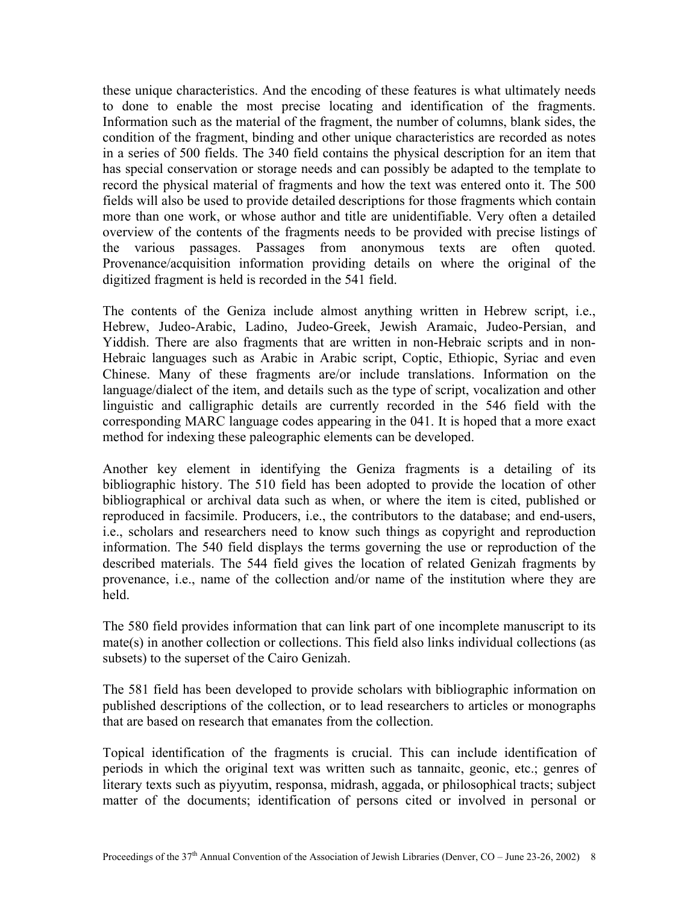these unique characteristics. And the encoding of these features is what ultimately needs to done to enable the most precise locating and identification of the fragments. Information such as the material of the fragment, the number of columns, blank sides, the condition of the fragment, binding and other unique characteristics are recorded as notes in a series of 500 fields. The 340 field contains the physical description for an item that has special conservation or storage needs and can possibly be adapted to the template to record the physical material of fragments and how the text was entered onto it. The 500 fields will also be used to provide detailed descriptions for those fragments which contain more than one work, or whose author and title are unidentifiable. Very often a detailed overview of the contents of the fragments needs to be provided with precise listings of the various passages. Passages from anonymous texts are often quoted. Provenance/acquisition information providing details on where the original of the digitized fragment is held is recorded in the 541 field.

The contents of the Geniza include almost anything written in Hebrew script, i.e., Hebrew, Judeo-Arabic, Ladino, Judeo-Greek, Jewish Aramaic, Judeo-Persian, and Yiddish. There are also fragments that are written in non-Hebraic scripts and in non-Hebraic languages such as Arabic in Arabic script, Coptic, Ethiopic, Syriac and even Chinese. Many of these fragments are/or include translations. Information on the language/dialect of the item, and details such as the type of script, vocalization and other linguistic and calligraphic details are currently recorded in the 546 field with the corresponding MARC language codes appearing in the 041. It is hoped that a more exact method for indexing these paleographic elements can be developed.

Another key element in identifying the Geniza fragments is a detailing of its bibliographic history. The 510 field has been adopted to provide the location of other bibliographical or archival data such as when, or where the item is cited, published or reproduced in facsimile. Producers, i.e., the contributors to the database; and end-users, i.e., scholars and researchers need to know such things as copyright and reproduction information. The 540 field displays the terms governing the use or reproduction of the described materials. The 544 field gives the location of related Genizah fragments by provenance, i.e., name of the collection and/or name of the institution where they are held.

The 580 field provides information that can link part of one incomplete manuscript to its mate(s) in another collection or collections. This field also links individual collections (as subsets) to the superset of the Cairo Genizah.

The 581 field has been developed to provide scholars with bibliographic information on published descriptions of the collection, or to lead researchers to articles or monographs that are based on research that emanates from the collection.

Topical identification of the fragments is crucial. This can include identification of periods in which the original text was written such as tannaitc, geonic, etc.; genres of literary texts such as piyyutim, responsa, midrash, aggada, or philosophical tracts; subject matter of the documents; identification of persons cited or involved in personal or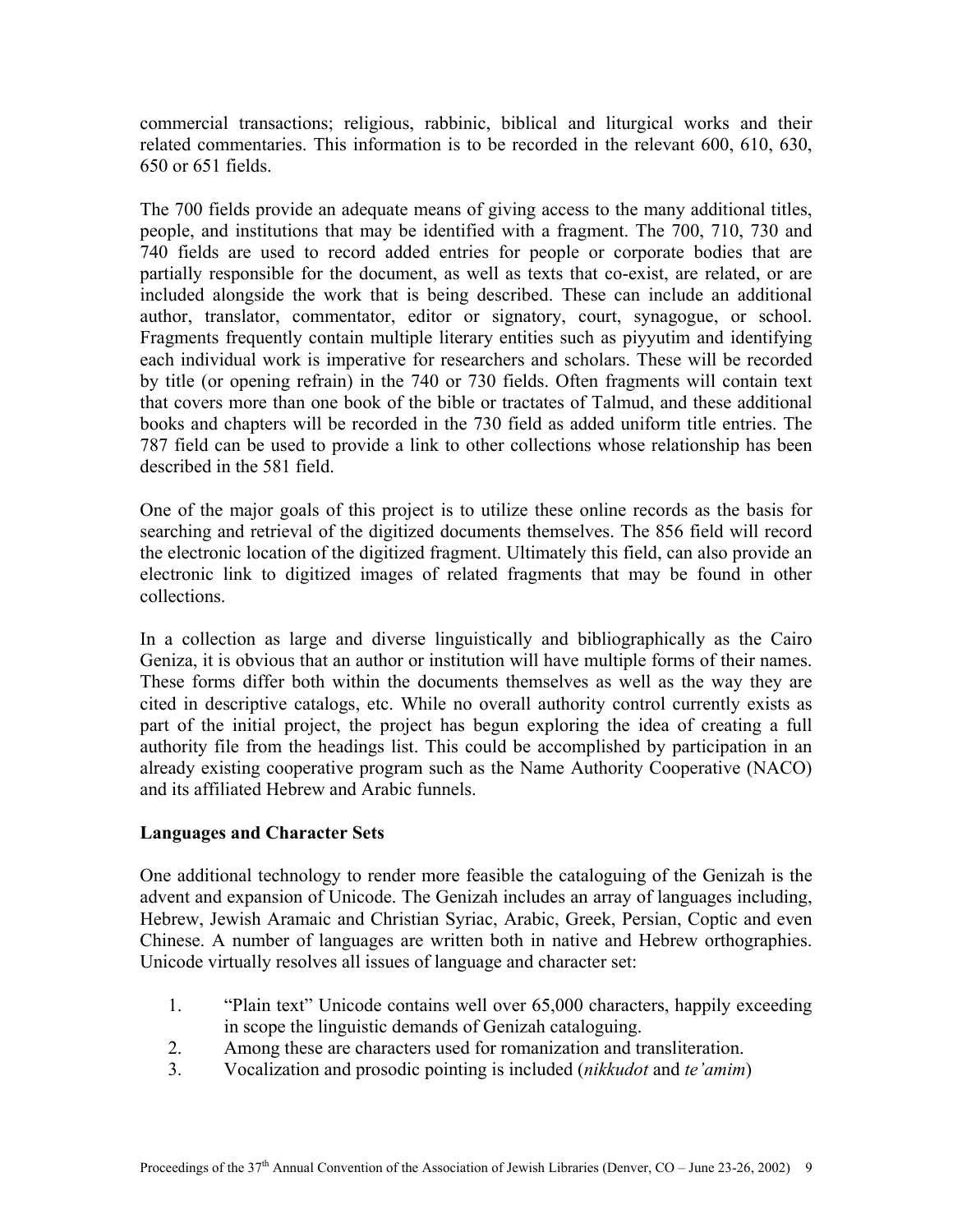commercial transactions; religious, rabbinic, biblical and liturgical works and their related commentaries. This information is to be recorded in the relevant 600, 610, 630, 650 or 651 fields.

The 700 fields provide an adequate means of giving access to the many additional titles, people, and institutions that may be identified with a fragment. The 700, 710, 730 and 740 fields are used to record added entries for people or corporate bodies that are partially responsible for the document, as well as texts that co-exist, are related, or are included alongside the work that is being described. These can include an additional author, translator, commentator, editor or signatory, court, synagogue, or school. Fragments frequently contain multiple literary entities such as piyyutim and identifying each individual work is imperative for researchers and scholars. These will be recorded by title (or opening refrain) in the 740 or 730 fields. Often fragments will contain text that covers more than one book of the bible or tractates of Talmud, and these additional books and chapters will be recorded in the 730 field as added uniform title entries. The 787 field can be used to provide a link to other collections whose relationship has been described in the 581 field.

One of the major goals of this project is to utilize these online records as the basis for searching and retrieval of the digitized documents themselves. The 856 field will record the electronic location of the digitized fragment. Ultimately this field, can also provide an electronic link to digitized images of related fragments that may be found in other collections.

In a collection as large and diverse linguistically and bibliographically as the Cairo Geniza, it is obvious that an author or institution will have multiple forms of their names. These forms differ both within the documents themselves as well as the way they are cited in descriptive catalogs, etc. While no overall authority control currently exists as part of the initial project, the project has begun exploring the idea of creating a full authority file from the headings list. This could be accomplished by participation in an already existing cooperative program such as the Name Authority Cooperative (NACO) and its affiliated Hebrew and Arabic funnels.

**Languages and Character Sets**

One additional technology to render more feasible the cataloguing of the Genizah is the advent and expansion of Unicode. The Genizah includes an array of languages including, Hebrew, Jewish Aramaic and Christian Syriac, Arabic, Greek, Persian, Coptic and even Chinese. A number of languages are written both in native and Hebrew orthographies. Unicode virtually resolves all issues of language and character set:

1. "Plain text" Unicode contains well over 65,000 characters, happily exceeding in scope the linguistic demands of Genizah cataloguing.
2. Among these are characters used for romanization and transliteration.
3. Vocalization and prosodic pointing is included (*nikkudot* and *te'amim*)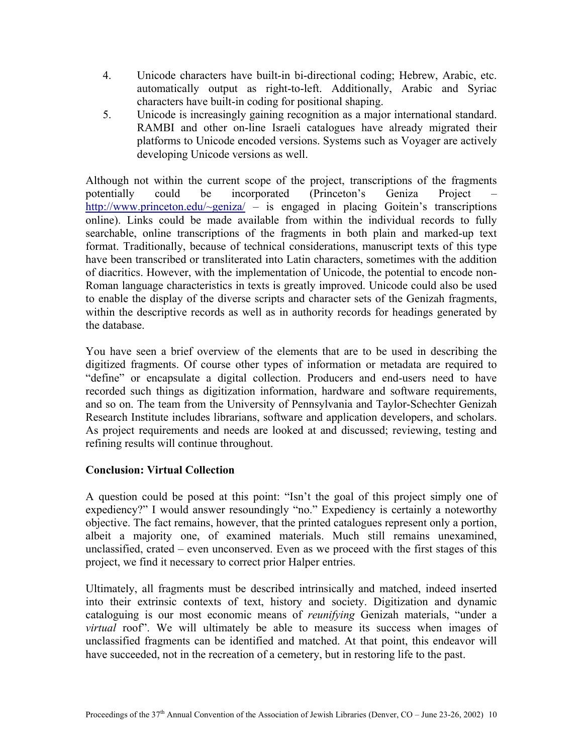4. Unicode characters have built-in bi-directional coding; Hebrew, Arabic, etc. automatically output as right-to-left. Additionally, Arabic and Syriac characters have built-in coding for positional shaping.
5. Unicode is increasingly gaining recognition as a major international standard. RAMBI and other on-line Israeli catalogues have already migrated their platforms to Unicode encoded versions. Systems such as Voyager are actively developing Unicode versions as well.

Although not within the current scope of the project, transcriptions of the fragments potentially could be incorporated (Princeton's Geniza Project – http://www.princeton.edu/~geniza/ – is engaged in placing Goitein's transcriptions online). Links could be made available from within the individual records to fully searchable, online transcriptions of the fragments in both plain and marked-up text format. Traditionally, because of technical considerations, manuscript texts of this type have been transcribed or transliterated into Latin characters, sometimes with the addition of diacritics. However, with the implementation of Unicode, the potential to encode non-Roman language characteristics in texts is greatly improved. Unicode could also be used to enable the display of the diverse scripts and character sets of the Genizah fragments, within the descriptive records as well as in authority records for headings generated by the database.

You have seen a brief overview of the elements that are to be used in describing the digitized fragments. Of course other types of information or metadata are required to "define" or encapsulate a digital collection. Producers and end-users need to have recorded such things as digitization information, hardware and software requirements, and so on. The team from the University of Pennsylvania and Taylor-Schechter Genizah Research Institute includes librarians, software and application developers, and scholars. As project requirements and needs are looked at and discussed; reviewing, testing and refining results will continue throughout.

**Conclusion: Virtual Collection**

A question could be posed at this point: "Isn't the goal of this project simply one of expediency?" I would answer resoundingly "no." Expediency is certainly a noteworthy objective. The fact remains, however, that the printed catalogues represent only a portion, albeit a majority one, of examined materials. Much still remains unexamined, unclassified, crated – even unconserved. Even as we proceed with the first stages of this project, we find it necessary to correct prior Halper entries.

Ultimately, all fragments must be described intrinsically and matched, indeed inserted into their extrinsic contexts of text, history and society. Digitization and dynamic cataloguing is our most economic means of *reunifying* Genizah materials, "under a *virtual* roof". We will ultimately be able to measure its success when images of unclassified fragments can be identified and matched. At that point, this endeavor will have succeeded, not in the recreation of a cemetery, but in restoring life to the past.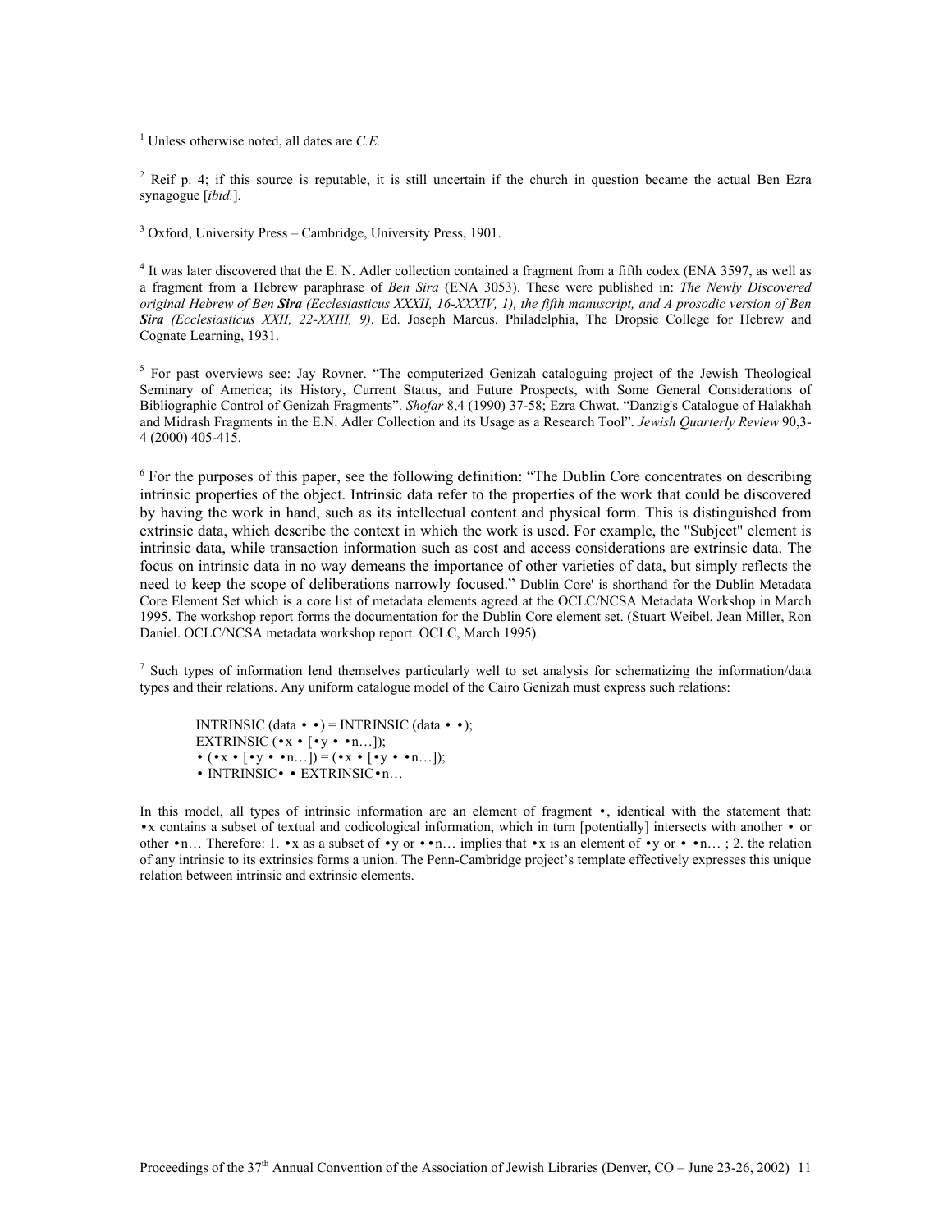[1] Unless otherwise noted, all dates are *C.E.*

[2] Reif p. 4; if this source is reputable, it is still uncertain if the church in question became the actual Ben Ezra synagogue [*ibid.*].

[3] Oxford, University Press – Cambridge, University Press, 1901.

[4] It was later discovered that the E. N. Adler collection contained a fragment from a fifth codex (ENA 3597, as well as a fragment from a Hebrew paraphrase of *Ben Sira* (ENA 3053). These were published in: *The Newly Discovered original Hebrew of Ben **Sira** (Ecclesiasticus XXXII, 16-XXXIV, 1), the fifth manuscript, and A prosodic version of Ben **Sira** (Ecclesiasticus XXII, 22-XXIII, 9)*. Ed. Joseph Marcus. Philadelphia, The Dropsie College for Hebrew and Cognate Learning, 1931.

[5] For past overviews see: Jay Rovner. "The computerized Genizah cataloguing project of the Jewish Theological Seminary of America; its History, Current Status, and Future Prospects, with Some General Considerations of Bibliographic Control of Genizah Fragments". *Shofar* 8,4 (1990) 37-58; Ezra Chwat. "Danzig's Catalogue of Halakhah and Midrash Fragments in the E.N. Adler Collection and its Usage as a Research Tool". *Jewish Quarterly Review* 90,3-4 (2000) 405-415.

[6] For the purposes of this paper, see the following definition: "The Dublin Core concentrates on describing intrinsic properties of the object. Intrinsic data refer to the properties of the work that could be discovered by having the work in hand, such as its intellectual content and physical form. This is distinguished from extrinsic data, which describe the context in which the work is used. For example, the "Subject" element is intrinsic data, while transaction information such as cost and access considerations are extrinsic data. The focus on intrinsic data in no way demeans the importance of other varieties of data, but simply reflects the need to keep the scope of deliberations narrowly focused." Dublin Core' is shorthand for the Dublin Metadata Core Element Set which is a core list of metadata elements agreed at the OCLC/NCSA Metadata Workshop in March 1995. The workshop report forms the documentation for the Dublin Core element set. (Stuart Weibel, Jean Miller, Ron Daniel. OCLC/NCSA metadata workshop report. OCLC, March 1995).

[7] Such types of information lend themselves particularly well to set analysis for schematizing the information/data types and their relations. Any uniform catalogue model of the Cairo Genizah must express such relations:

INTRINSIC (data • •) = INTRINSIC (data • •);
EXTRINSIC (•x • [•y • •n…]);
• (•x • [•y • •n…]) = (•x • [•y • •n…]);
• INTRINSIC• • EXTRINSIC•n…

In this model, all types of intrinsic information are an element of fragment •, identical with the statement that: •x contains a subset of textual and codicological information, which in turn [potentially] intersects with another • or other •n… Therefore: 1. •x as a subset of •y or ••n… implies that •x is an element of •y or • •n… ; 2. the relation of any intrinsic to its extrinsics forms a union. The Penn-Cambridge project's template effectively expresses this unique relation between intrinsic and extrinsic elements.